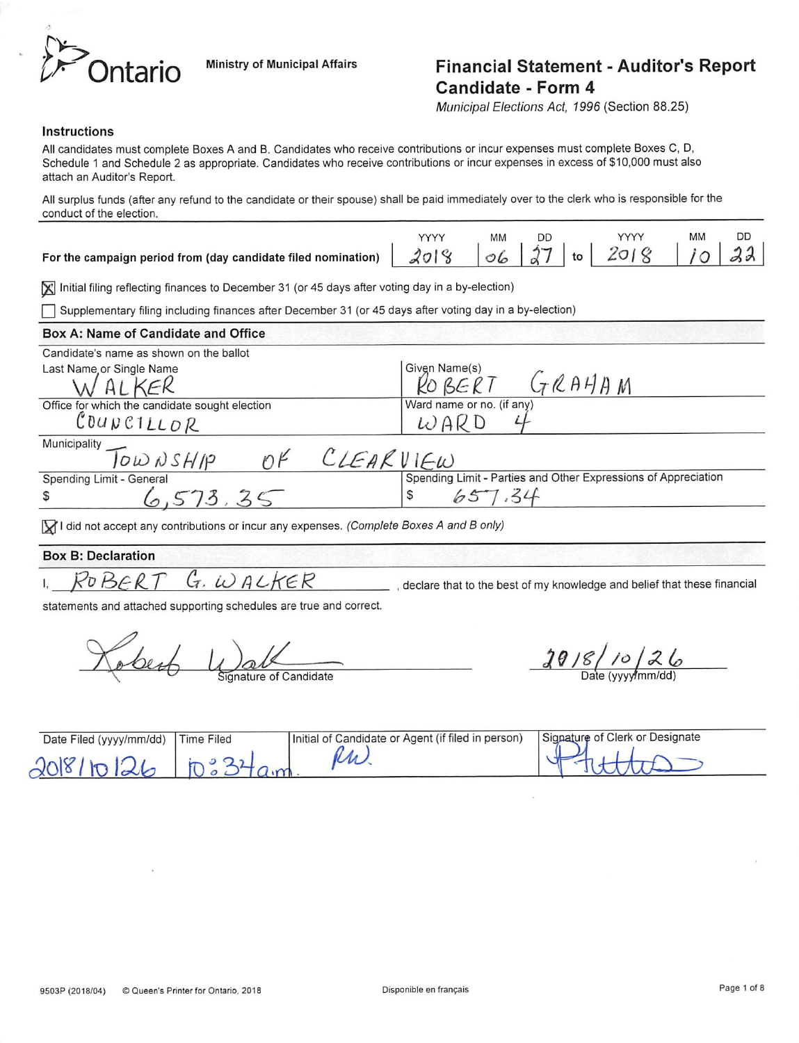Ontario

Ministry of Municipal Affairs

# Financial Statement - Auditor's Report Candidate - Form 4

*Municipal Elections Act, 1996* (Section 88.25)

### Instructions

All candidates must complete Boxes A and B. Candidates who receive contributions or incur expenses must complete Boxes C, D, Schedule 1 and Schedule 2 as appropriate. Candidates who receive contributions or incur expenses in excess of $10,000 must also attach an Auditor's Report.

All surplus funds (after any refund to the candidate or their spouse) shall be paid immediately over to the clerk who is responsible for the conduct of the election.

| For the campaign period from (day candidate filed nomination) | YYYY | MM | DD | to | YYYY | MM | DD |
|---|---|---|---|---|---|---|---|
| | 2018 | 06 | 27 | to | 2018 | 10 | 22 |

[X] Initial filing reflecting finances to December 31 (or 45 days after voting day in a by-election)

[ ] Supplementary filing including finances after December 31 (or 45 days after voting day in a by-election)

## Box A: Name of Candidate and Office

Candidate's name as shown on the ballot

| Last Name or Single Name | Given Name(s) |
|---|---|
| WALKER | ROBERT GRAHAM |
| **Office for which the candidate sought election** | **Ward name or no. (if any)** |
| COUNCILLOR | WARD 4 |
| **Municipality** | |
| TOWNSHIP OF CLEARVIEW | |
| **Spending Limit - General** | **Spending Limit - Parties and Other Expressions of Appreciation** |
| $ 6,573.35 | $ 657.34 |

[X] I did not accept any contributions or incur any expenses. *(Complete Boxes A and B only)*

## Box B: Declaration

I, ROBERT G. WALKER, declare that to the best of my knowledge and belief that these financial statements and attached supporting schedules are true and correct.

Signature of Candidate: [signature]

Date (yyyy/mm/dd): 2018/10/26

| Date Filed (yyyy/mm/dd) | Time Filed | Initial of Candidate or Agent (if filed in person) | Signature of Clerk or Designate |
|---|---|---|---|
| 2018/10/26 | 10:34 a.m. | RW. | [signature] |

9503P (2018/04) © Queen's Printer for Ontario, 2018 Disponible en français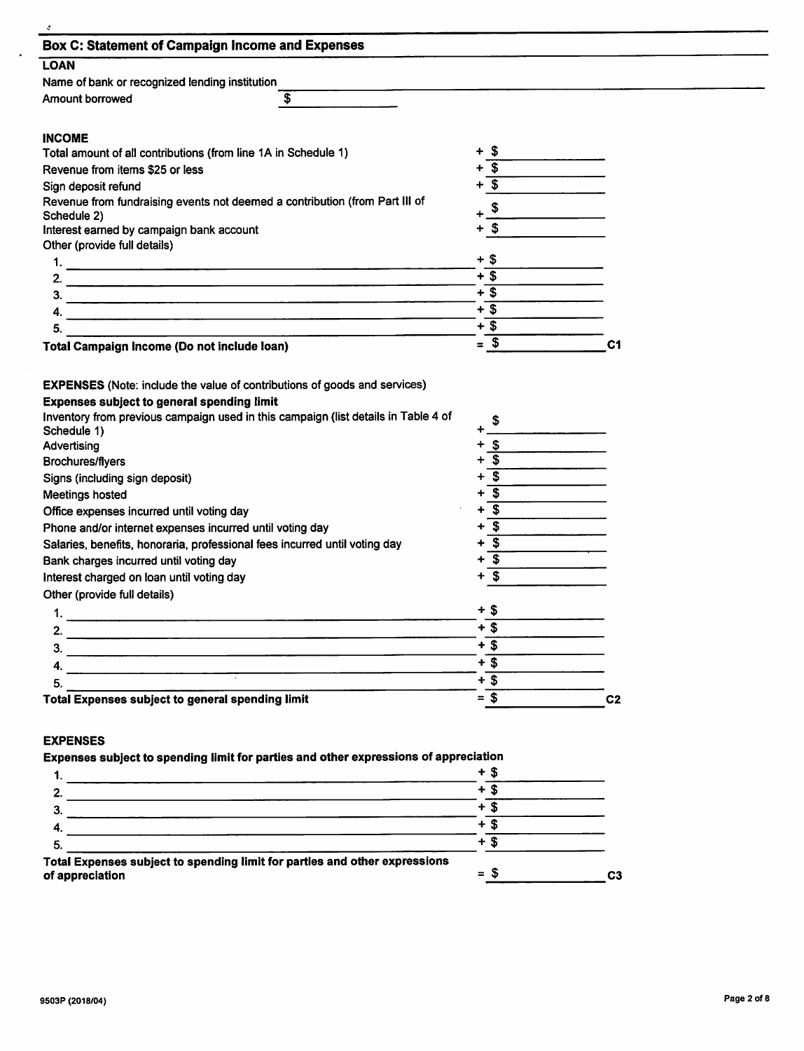## Box C: Statement of Campaign Income and Expenses

### LOAN

Name of bank or recognized lending institution ______________________

Amount borrowed $ ______________

### INCOME

| | |
|---|---|
| Total amount of all contributions (from line 1A in Schedule 1) | + $ |
| Revenue from items $25 or less | + $ |
| Sign deposit refund | + $ |
| Revenue from fundraising events not deemed a contribution (from Part III of Schedule 2) | + $ |
| Interest earned by campaign bank account | + $ |
| Other (provide full details) | |
| 1. | + $ |
| 2. | + $ |
| 3. | + $ |
| 4. | + $ |
| 5. | + $ |
| **Total Campaign Income (Do not include loan)** | = $ ______________ C1 |

### EXPENSES (Note: include the value of contributions of goods and services)

**Expenses subject to general spending limit**

| | |
|---|---|
| Inventory from previous campaign used in this campaign (list details in Table 4 of Schedule 1) | + $ |
| Advertising | + $ |
| Brochures/flyers | + $ |
| Signs (including sign deposit) | + $ |
| Meetings hosted | + $ |
| Office expenses incurred until voting day | + $ |
| Phone and/or internet expenses incurred until voting day | + $ |
| Salaries, benefits, honoraria, professional fees incurred until voting day | + $ |
| Bank charges incurred until voting day | + $ |
| Interest charged on loan until voting day | + $ |
| Other (provide full details) | |
| 1. | + $ |
| 2. | + $ |
| 3. | + $ |
| 4. | + $ |
| 5. | + $ |
| **Total Expenses subject to general spending limit** | = $ ______________ C2 |

### EXPENSES

**Expenses subject to spending limit for parties and other expressions of appreciation**

| | |
|---|---|
| 1. | + $ |
| 2. | + $ |
| 3. | + $ |
| 4. | + $ |
| 5. | + $ |
| **Total Expenses subject to spending limit for parties and other expressions of appreciation** | = $ ______________ C3 |

9503P (2018/04)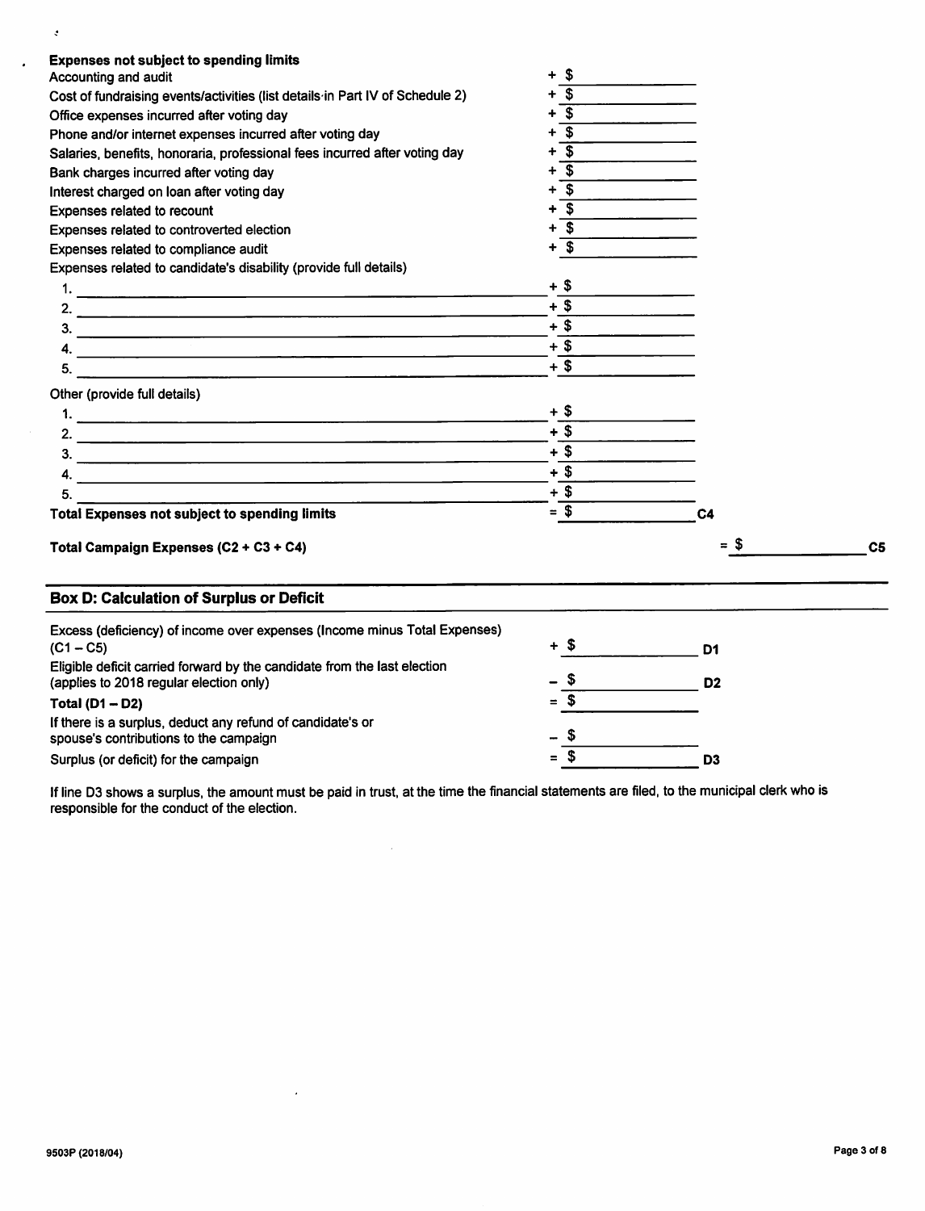**Expenses not subject to spending limits**

| | | |
|---|---|---|
| Accounting and audit | + $ | |
| Cost of fundraising events/activities (list details in Part IV of Schedule 2) | + $ | |
| Office expenses incurred after voting day | + $ | |
| Phone and/or internet expenses incurred after voting day | + $ | |
| Salaries, benefits, honoraria, professional fees incurred after voting day | + $ | |
| Bank charges incurred after voting day | + $ | |
| Interest charged on loan after voting day | + $ | |
| Expenses related to recount | + $ | |
| Expenses related to controverted election | + $ | |
| Expenses related to compliance audit | + $ | |
| Expenses related to candidate's disability (provide full details) | | |
| 1. | + $ | |
| 2. | + $ | |
| 3. | + $ | |
| 4. | + $ | |
| 5. | + $ | |
| Other (provide full details) | | |
| 1. | + $ | |
| 2. | + $ | |
| 3. | + $ | |
| 4. | + $ | |
| 5. | + $ | |
| **Total Expenses not subject to spending limits** | = $ | C4 |

**Total Campaign Expenses (C2 + C3 + C4)** = $ C5

## Box D: Calculation of Surplus or Deficit

| | | |
|---|---|---|
| Excess (deficiency) of income over expenses (Income minus Total Expenses) (C1 – C5) | + $ | D1 |
| Eligible deficit carried forward by the candidate from the last election (applies to 2018 regular election only) | – $ | D2 |
| **Total (D1 – D2)** | = $ | |
| If there is a surplus, deduct any refund of candidate's or spouse's contributions to the campaign | – $ | |
| Surplus (or deficit) for the campaign | = $ | D3 |

If line D3 shows a surplus, the amount must be paid in trust, at the time the financial statements are filed, to the municipal clerk who is responsible for the conduct of the election.

9503P (2018/04)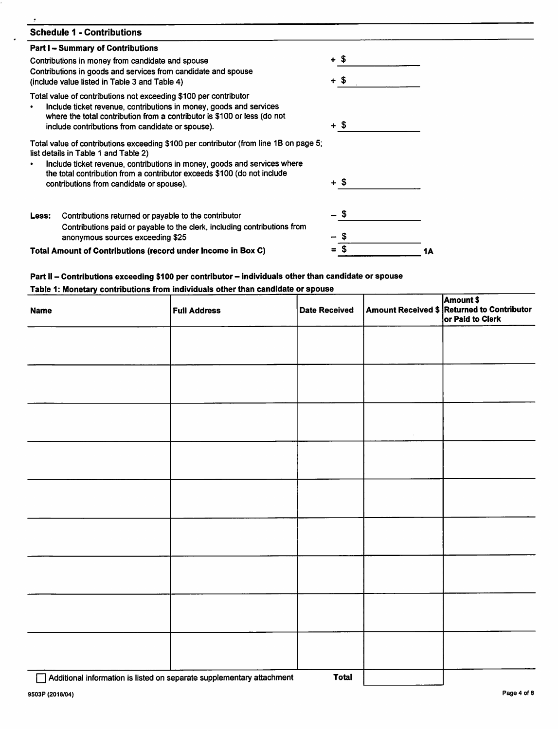## Schedule 1 - Contributions

### Part I – Summary of Contributions

| | |
|---|---|
| Contributions in money from candidate and spouse | + $ |
| Contributions in goods and services from candidate and spouse (include value listed in Table 3 and Table 4) | + $ |
| Total value of contributions not exceeding $100 per contributor<br>• Include ticket revenue, contributions in money, goods and services where the total contribution from a contributor is $100 or less (do not include contributions from candidate or spouse). | + $ |
| Total value of contributions exceeding $100 per contributor (from line 1B on page 5; list details in Table 1 and Table 2)<br>• Include ticket revenue, contributions in money, goods and services where the total contribution from a contributor exceeds $100 (do not include contributions from candidate or spouse). | + $ |
| **Less:** Contributions returned or payable to the contributor | – $ |
| Contributions paid or payable to the clerk, including contributions from anonymous sources exceeding $25 | – $ |
| **Total Amount of Contributions (record under Income in Box C)** | = $ **1A** |

### Part II – Contributions exceeding $100 per contributor – individuals other than candidate or spouse

**Table 1: Monetary contributions from individuals other than candidate or spouse**

| Name | Full Address | Date Received | Amount Received $ | Amount $ Returned to Contributor or Paid to Clerk |
|---|---|---|---|---|
| | | | | |
| | | | | |
| | | | | |
| | | | | |
| | | | | |
| | | | | |
| | | | | |
| | | | | |
| | | | | |
| ☐ Additional information is listed on separate supplementary attachment | | **Total** | | |

9503P (2018/04)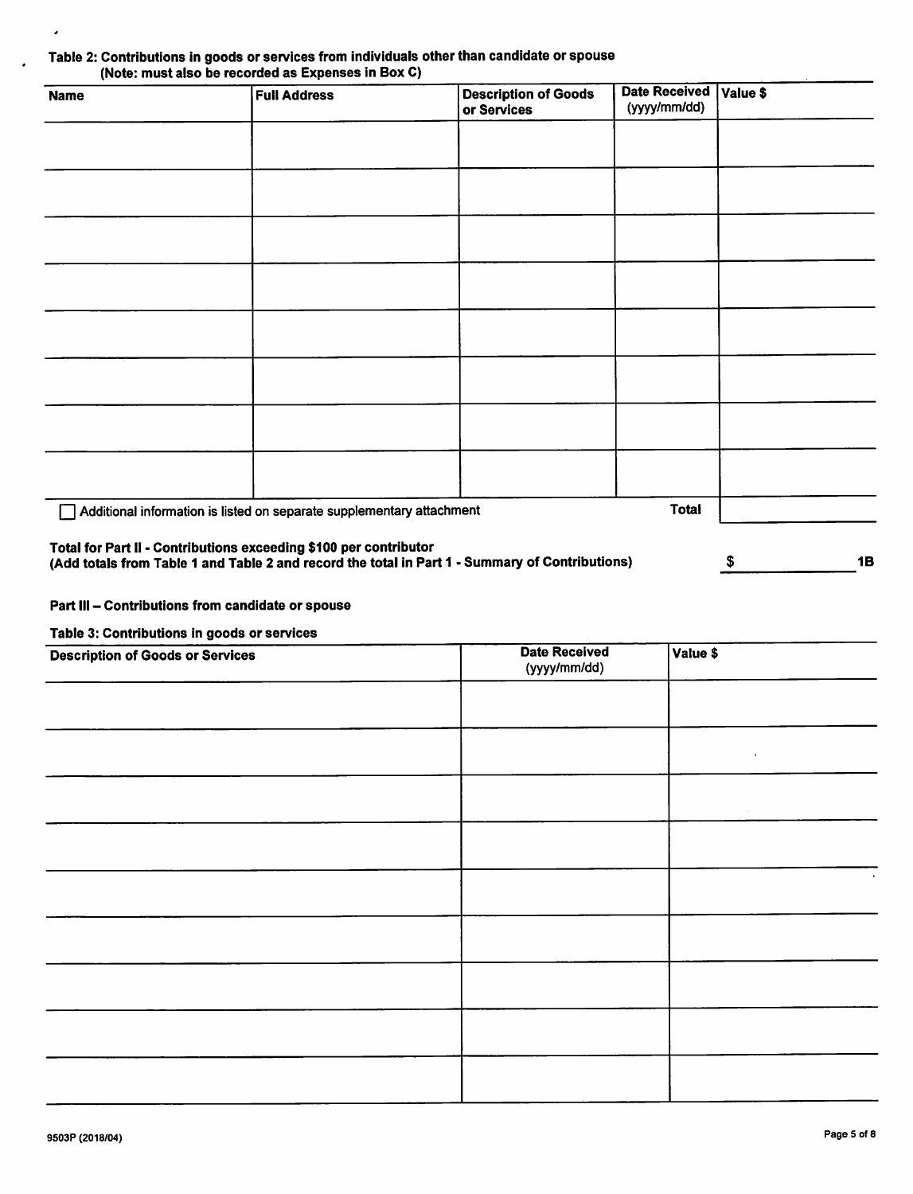**Table 2: Contributions in goods or services from individuals other than candidate or spouse**
**(Note: must also be recorded as Expenses in Box C)**

| Name | Full Address | Description of Goods or Services | Date Received (yyyy/mm/dd) | Value $ |
|---|---|---|---|---|
| | | | | |
| | | | | |
| | | | | |
| | | | | |
| | | | | |
| | | | | |
| | | | | |
| | | | | |
| ☐ Additional information is listed on separate supplementary attachment | | | **Total** | |

**Total for Part II - Contributions exceeding $100 per contributor**
**(Add totals from Table 1 and Table 2 and record the total in Part 1 - Summary of Contributions)** **$** \_\_\_\_\_\_\_\_\_\_ **1B**

**Part III – Contributions from candidate or spouse**

**Table 3: Contributions in goods or services**

| Description of Goods or Services | Date Received (yyyy/mm/dd) | Value $ |
|---|---|---|
| | | |
| | | |
| | | |
| | | |
| | | |
| | | |
| | | |
| | | |
| | | |

9503P (2018/04)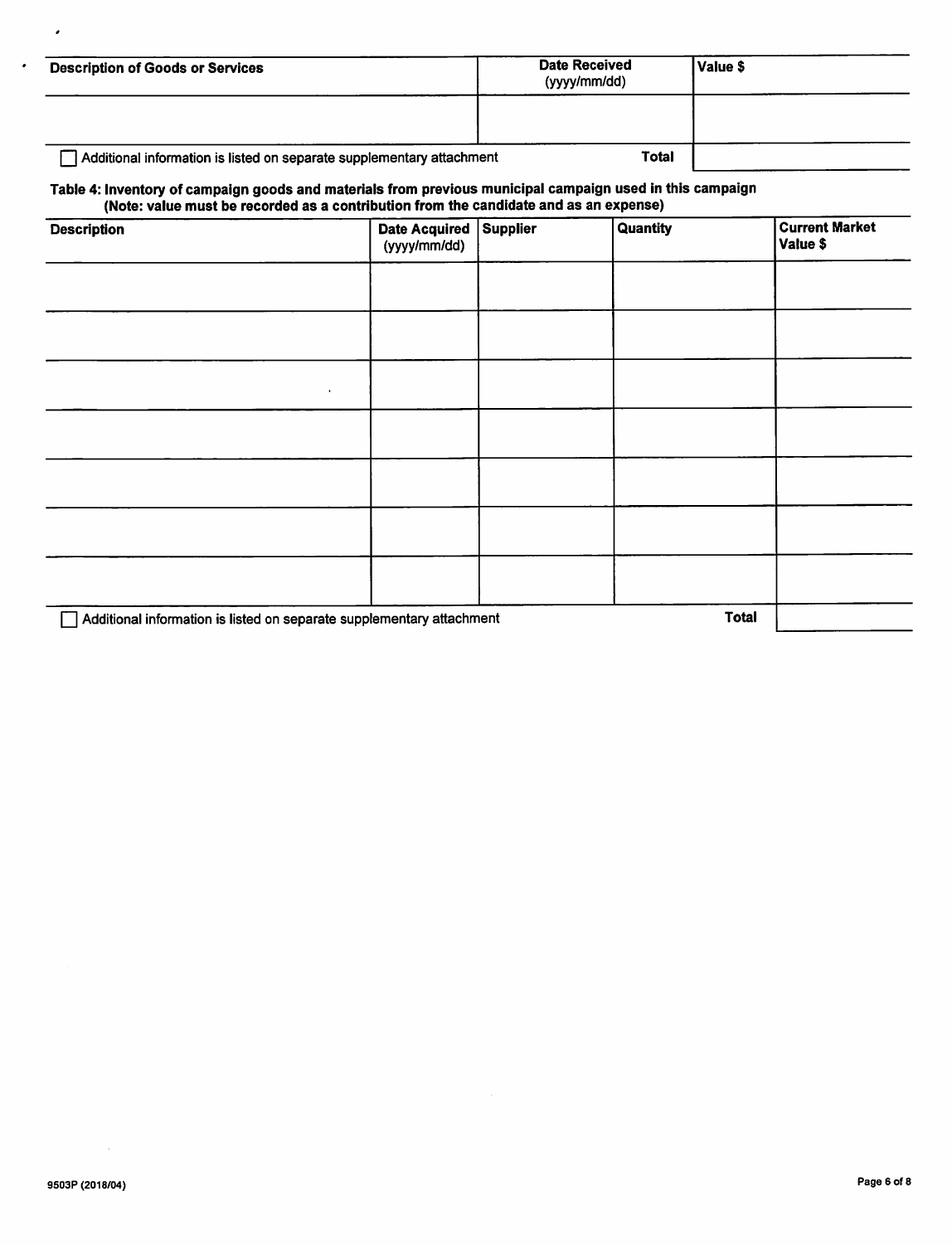| Description of Goods or Services | Date Received (yyyy/mm/dd) | Value $ |
|---|---|---|
| | | |

☐ Additional information is listed on separate supplementary attachment **Total**

**Table 4: Inventory of campaign goods and materials from previous municipal campaign used in this campaign (Note: value must be recorded as a contribution from the candidate and as an expense)**

| Description | Date Acquired (yyyy/mm/dd) | Supplier | Quantity | Current Market Value $ |
|---|---|---|---|---|
| | | | | |
| | | | | |
| | | | | |
| | | | | |
| | | | | |
| | | | | |
| | | | | |

☐ Additional information is listed on separate supplementary attachment **Total**

9503P (2018/04)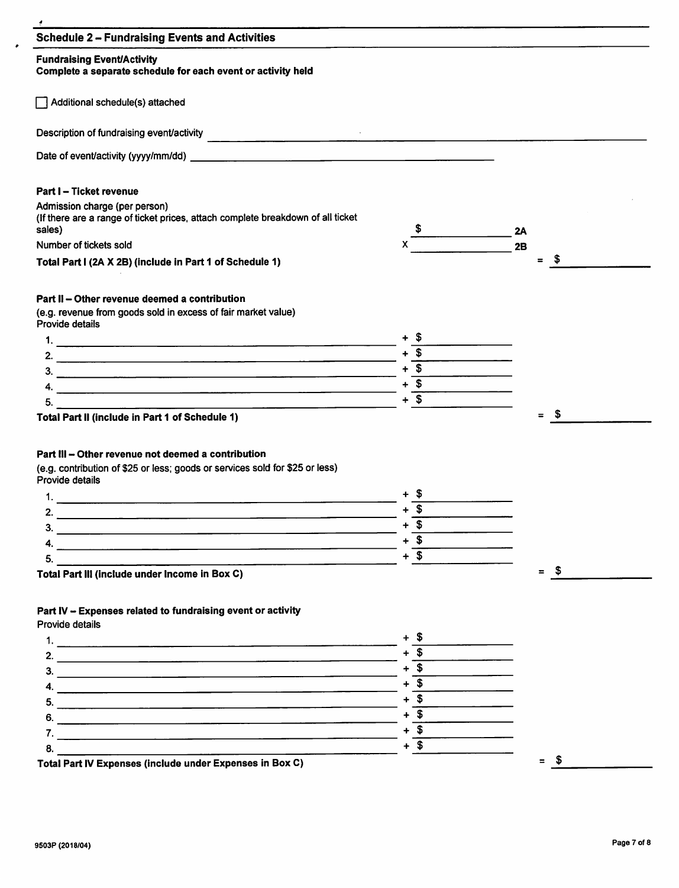## Schedule 2 – Fundraising Events and Activities

**Fundraising Event/Activity**
**Complete a separate schedule for each event or activity held**

☐ Additional schedule(s) attached

Description of fundraising event/activity ______________________________

Date of event/activity (yyyy/mm/dd) ______________________________

### Part I – Ticket revenue

Admission charge (per person)
(If there are a range of ticket prices, attach complete breakdown of all ticket sales) $ __________ **2A**

Number of tickets sold X __________ **2B**

**Total Part I (2A X 2B) (include in Part 1 of Schedule 1)** = $ __________

### Part II – Other revenue deemed a contribution

(e.g. revenue from goods sold in excess of fair market value)
Provide details

1. ______________________________ + $ __________
2. ______________________________ + $ __________
3. ______________________________ + $ __________
4. ______________________________ + $ __________
5. ______________________________ + $ __________

**Total Part II (include in Part 1 of Schedule 1)** = $ __________

### Part III – Other revenue not deemed a contribution

(e.g. contribution of $25 or less; goods or services sold for $25 or less)
Provide details

1. ______________________________ + $ __________
2. ______________________________ + $ __________
3. ______________________________ + $ __________
4. ______________________________ + $ __________
5. ______________________________ + $ __________

**Total Part III (include under Income in Box C)** = $ __________

### Part IV – Expenses related to fundraising event or activity

Provide details

1. ______________________________ + $ __________
2. ______________________________ + $ __________
3. ______________________________ + $ __________
4. ______________________________ + $ __________
5. ______________________________ + $ __________
6. ______________________________ + $ __________
7. ______________________________ + $ __________
8. ______________________________ + $ __________

**Total Part IV Expenses (include under Expenses in Box C)** = $ __________

9503P (2018/04)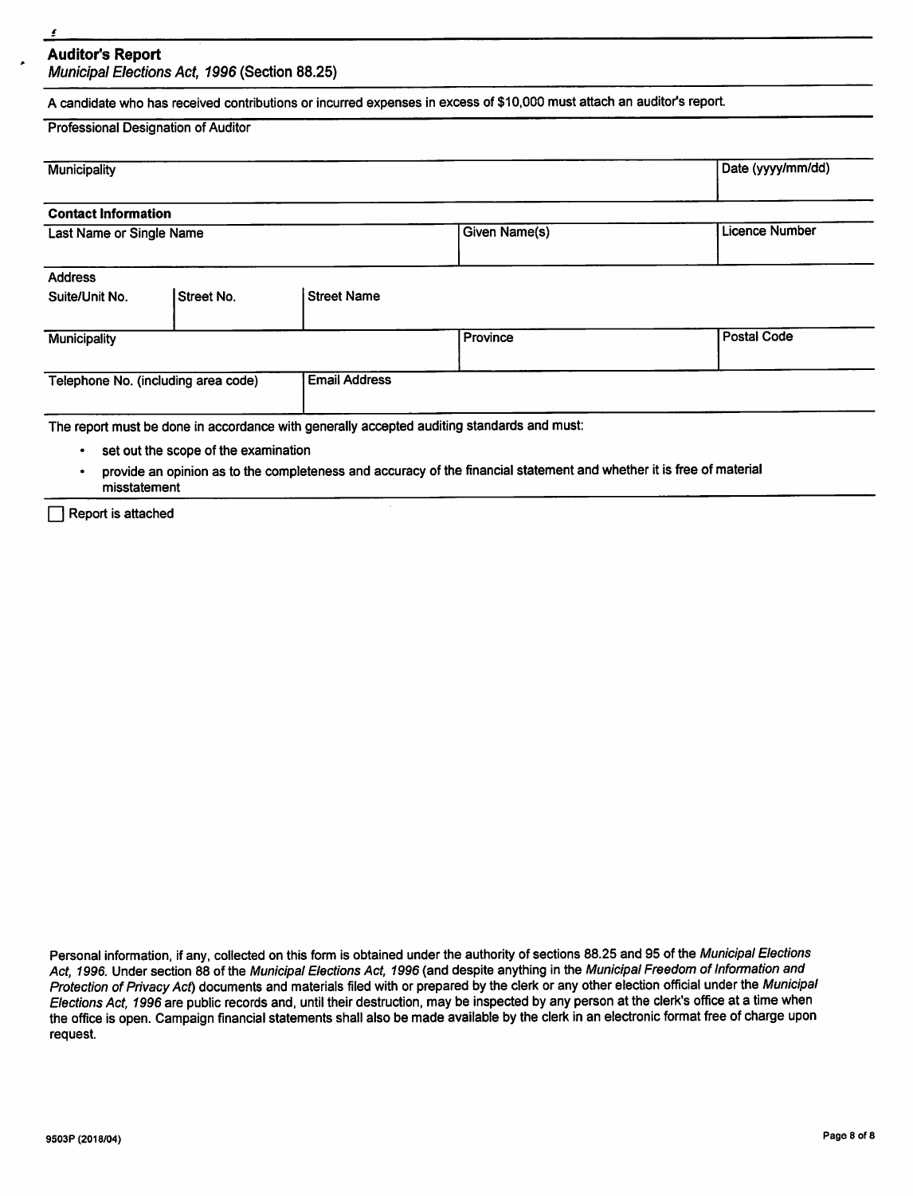## Auditor's Report

*Municipal Elections Act, 1996* (Section 88.25)

A candidate who has received contributions or incurred expenses in excess of $10,000 must attach an auditor's report.

Professional Designation of Auditor

| Municipality | Date (yyyy/mm/dd) |
|---|---|
| | |

**Contact Information**

| Last Name or Single Name | Given Name(s) | Licence Number |
|---|---|---|
| | | |

Address

| Suite/Unit No. | Street No. | Street Name |
|---|---|---|
| | | |

| Municipality | Province | Postal Code |
|---|---|---|
| | | |

| Telephone No. (including area code) | Email Address |
|---|---|
| | |

The report must be done in accordance with generally accepted auditing standards and must:

- set out the scope of the examination
- provide an opinion as to the completeness and accuracy of the financial statement and whether it is free of material misstatement

☐ Report is attached

Personal information, if any, collected on this form is obtained under the authority of sections 88.25 and 95 of the *Municipal Elections Act, 1996*. Under section 88 of the *Municipal Elections Act, 1996* (and despite anything in the *Municipal Freedom of Information and Protection of Privacy Act*) documents and materials filed with or prepared by the clerk or any other election official under the *Municipal Elections Act, 1996* are public records and, until their destruction, may be inspected by any person at the clerk's office at a time when the office is open. Campaign financial statements shall also be made available by the clerk in an electronic format free of charge upon request.

9503P (2018/04)